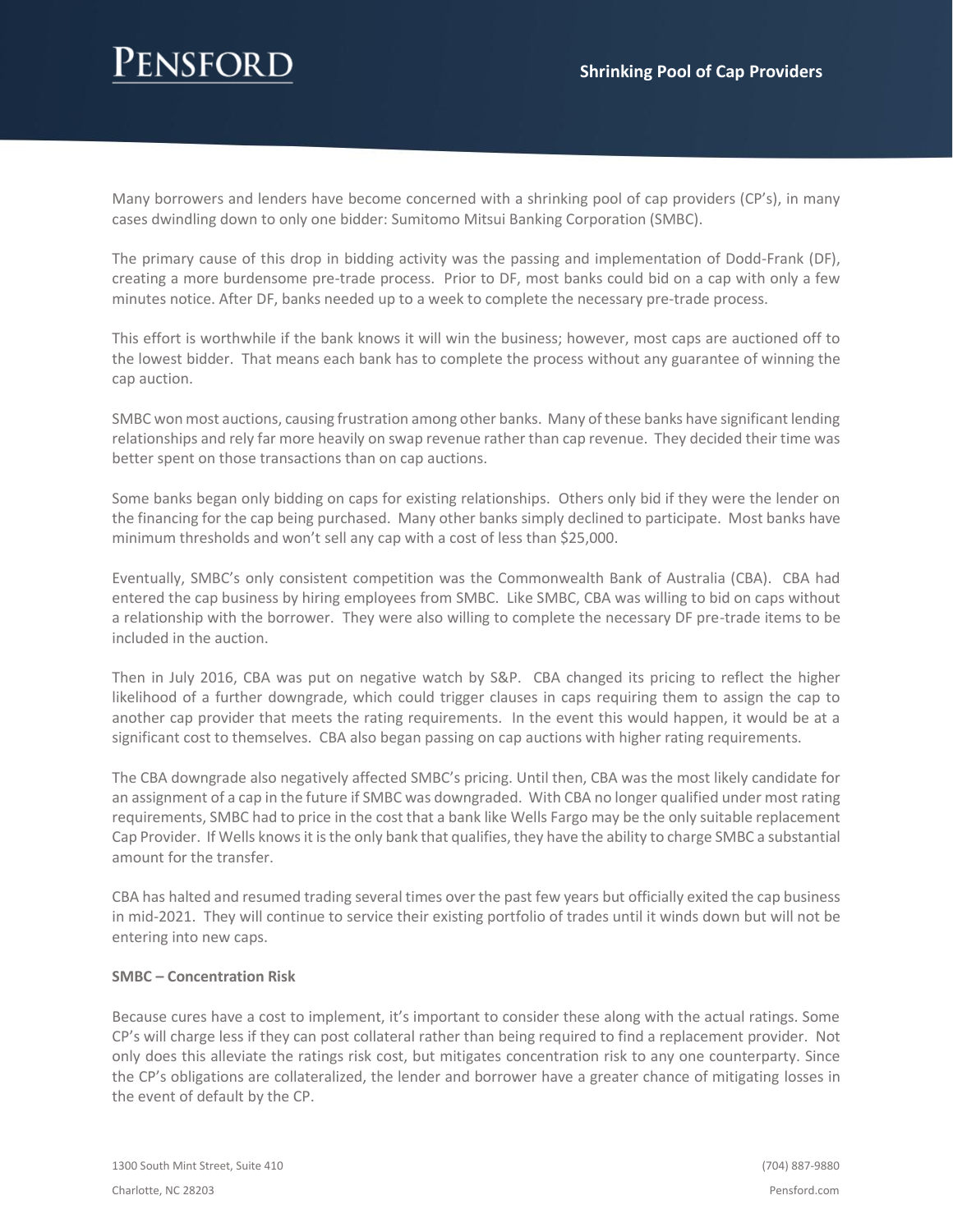# Shrinking Pool of Cap Providers

Many borrowers and lenders have become concerned with a shrinking pool of cap providers (CP's), in many cases dwindling down to only one bidder: Sumitomo Mitsui Banking Corporation (SMBC).

The primary cause of this drop in bidding activity was the passing and implementation of Dodd-Frank (DF), creating a more burdensome pre-trade process. Prior to DF, most banks could bid on a cap with only a few minutes notice. After DF, banks needed up to a week to complete the necessary pre-trade process.

This effort is worthwhile if the bank knows it will win the business; however, most caps are auctioned off to the lowest bidder. That means each bank has to complete the process without any guarantee of winning the cap auction.

SMBC won most auctions, causing frustration among other banks. Many of these banks have significant lending relationships and rely far more heavily on swap revenue rather than cap revenue. They decided their time was better spent on those transactions than on cap auctions.

Some banks began only bidding on caps for existing relationships. Others only bid if they were the lender on the financing for the cap being purchased. Many other banks simply declined to participate. Most banks have minimum thresholds and won't sell any cap with a cost of less than $25,000.

Eventually, SMBC's only consistent competition was the Commonwealth Bank of Australia (CBA). CBA had entered the cap business by hiring employees from SMBC. Like SMBC, CBA was willing to bid on caps without a relationship with the borrower. They were also willing to complete the necessary DF pre-trade items to be included in the auction.

Then in July 2016, CBA was put on negative watch by S&P. CBA changed its pricing to reflect the higher likelihood of a further downgrade, which could trigger clauses in caps requiring them to assign the cap to another cap provider that meets the rating requirements. In the event this would happen, it would be at a significant cost to themselves. CBA also began passing on cap auctions with higher rating requirements.

The CBA downgrade also negatively affected SMBC's pricing. Until then, CBA was the most likely candidate for an assignment of a cap in the future if SMBC was downgraded. With CBA no longer qualified under most rating requirements, SMBC had to price in the cost that a bank like Wells Fargo may be the only suitable replacement Cap Provider. If Wells knows it is the only bank that qualifies, they have the ability to charge SMBC a substantial amount for the transfer.

CBA has halted and resumed trading several times over the past few years but officially exited the cap business in mid-2021. They will continue to service their existing portfolio of trades until it winds down but will not be entering into new caps.

**SMBC – Concentration Risk**

Because cures have a cost to implement, it's important to consider these along with the actual ratings. Some CP's will charge less if they can post collateral rather than being required to find a replacement provider. Not only does this alleviate the ratings risk cost, but mitigates concentration risk to any one counterparty. Since the CP's obligations are collateralized, the lender and borrower have a greater chance of mitigating losses in the event of default by the CP.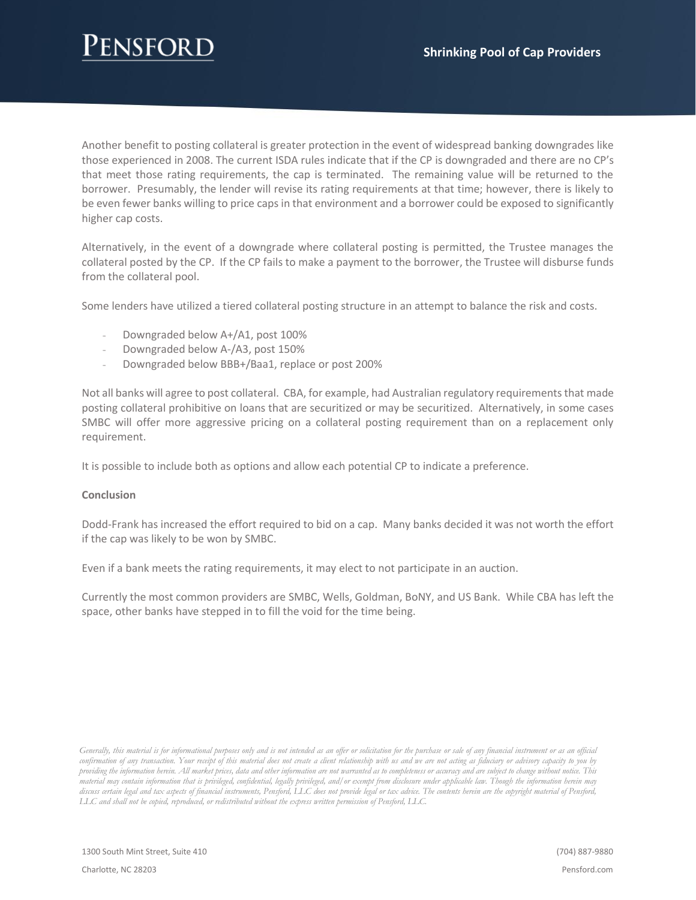Another benefit to posting collateral is greater protection in the event of widespread banking downgrades like those experienced in 2008. The current ISDA rules indicate that if the CP is downgraded and there are no CP's that meet those rating requirements, the cap is terminated. The remaining value will be returned to the borrower. Presumably, the lender will revise its rating requirements at that time; however, there is likely to be even fewer banks willing to price caps in that environment and a borrower could be exposed to significantly higher cap costs.

Alternatively, in the event of a downgrade where collateral posting is permitted, the Trustee manages the collateral posted by the CP. If the CP fails to make a payment to the borrower, the Trustee will disburse funds from the collateral pool.

Some lenders have utilized a tiered collateral posting structure in an attempt to balance the risk and costs.

- Downgraded below A+/A1, post 100%
- Downgraded below A-/A3, post 150%
- Downgraded below BBB+/Baa1, replace or post 200%

Not all banks will agree to post collateral. CBA, for example, had Australian regulatory requirements that made posting collateral prohibitive on loans that are securitized or may be securitized. Alternatively, in some cases SMBC will offer more aggressive pricing on a collateral posting requirement than on a replacement only requirement.

It is possible to include both as options and allow each potential CP to indicate a preference.

**Conclusion**

Dodd-Frank has increased the effort required to bid on a cap. Many banks decided it was not worth the effort if the cap was likely to be won by SMBC.

Even if a bank meets the rating requirements, it may elect to not participate in an auction.

Currently the most common providers are SMBC, Wells, Goldman, BoNY, and US Bank. While CBA has left the space, other banks have stepped in to fill the void for the time being.

*Generally, this material is for informational purposes only and is not intended as an offer or solicitation for the purchase or sale of any financial instrument or as an official confirmation of any transaction. Your receipt of this material does not create a client relationship with us and we are not acting as fiduciary or advisory capacity to you by providing the information herein. All market prices, data and other information are not warranted as to completeness or accuracy and are subject to change without notice. This material may contain information that is privileged, confidential, legally privileged, and/or exempt from disclosure under applicable law. Though the information herein may discuss certain legal and tax aspects of financial instruments, Pensford, LLC does not provide legal or tax advice. The contents herein are the copyright material of Pensford, LLC and shall not be copied, reproduced, or redistributed without the express written permission of Pensford, LLC.*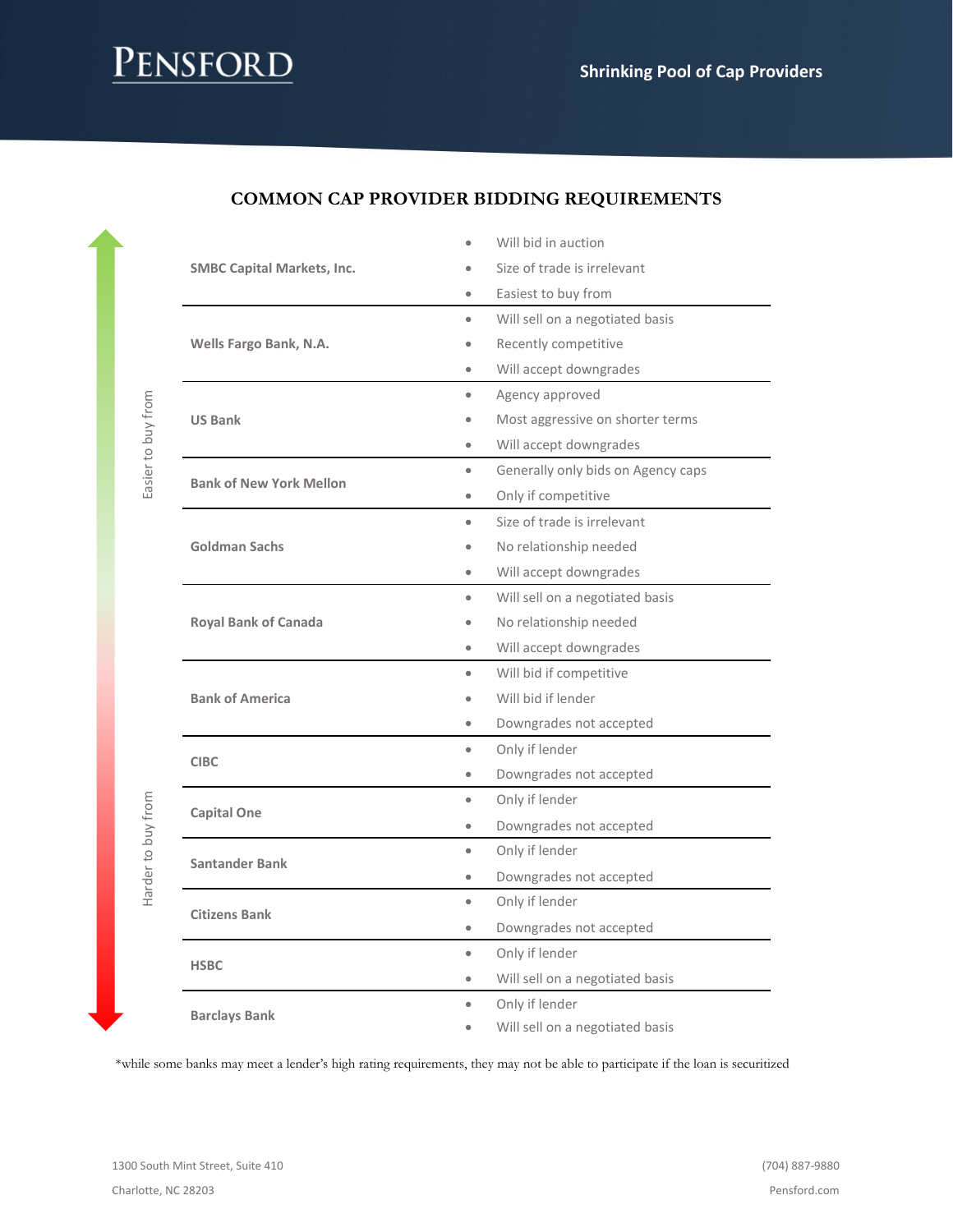## COMMON CAP PROVIDER BIDDING REQUIREMENTS

Easier to buy from

Harder to buy from

| | |
|---|---|
| **SMBC Capital Markets, Inc.** | • Will bid in auction<br>• Size of trade is irrelevant<br>• Easiest to buy from |
| **Wells Fargo Bank, N.A.** | • Will sell on a negotiated basis<br>• Recently competitive<br>• Will accept downgrades |
| **US Bank** | • Agency approved<br>• Most aggressive on shorter terms<br>• Will accept downgrades |
| **Bank of New York Mellon** | • Generally only bids on Agency caps<br>• Only if competitive |
| **Goldman Sachs** | • Size of trade is irrelevant<br>• No relationship needed<br>• Will accept downgrades |
| **Royal Bank of Canada** | • Will sell on a negotiated basis<br>• No relationship needed<br>• Will accept downgrades |
| **Bank of America** | • Will bid if competitive<br>• Will bid if lender<br>• Downgrades not accepted |
| **CIBC** | • Only if lender<br>• Downgrades not accepted |
| **Capital One** | • Only if lender<br>• Downgrades not accepted |
| **Santander Bank** | • Only if lender<br>• Downgrades not accepted |
| **Citizens Bank** | • Only if lender<br>• Downgrades not accepted |
| **HSBC** | • Only if lender<br>• Will sell on a negotiated basis |
| **Barclays Bank** | • Only if lender<br>• Will sell on a negotiated basis |

*while some banks may meet a lender's high rating requirements, they may not be able to participate if the loan is securitized

1300 South Mint Street, Suite 410
Charlotte, NC 28203

(704) 887-9880
Pensford.com